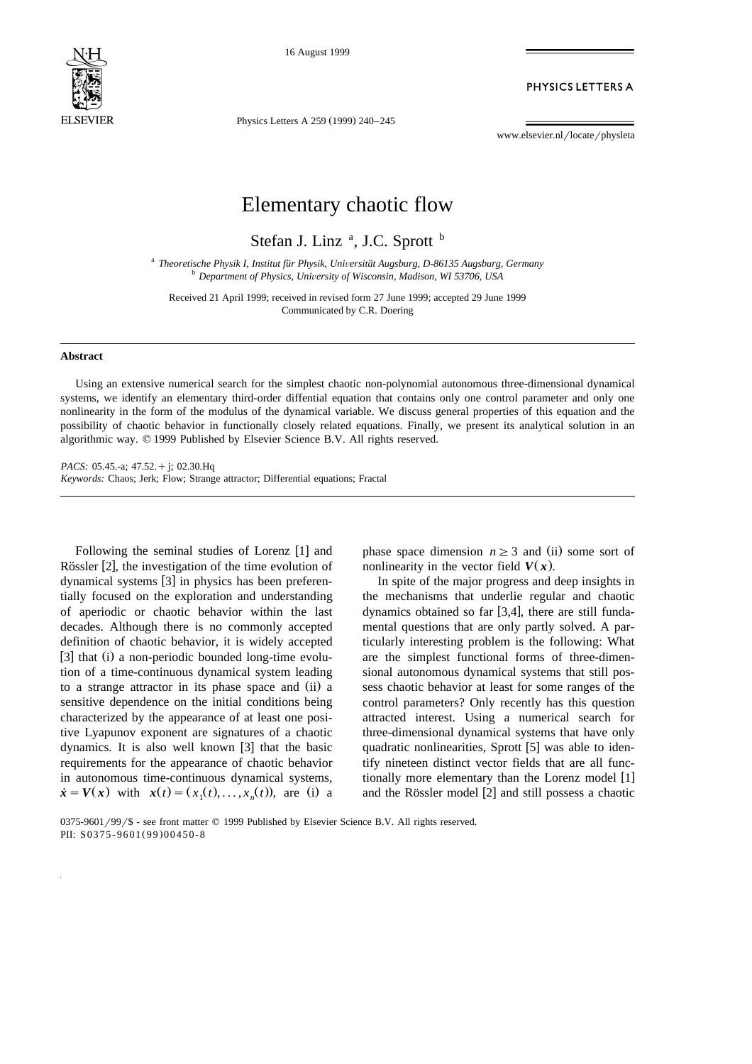# Elementary chaotic flow

Stefan J. Linz [a], J.C. Sprott [b]

[a] *Theoretische Physik I, Institut für Physik, Universität Augsburg, D-86135 Augsburg, Germany*
[b] *Department of Physics, University of Wisconsin, Madison, WI 53706, USA*

Received 21 April 1999; received in revised form 27 June 1999; accepted 29 June 1999
Communicated by C.R. Doering

## Abstract

Using an extensive numerical search for the simplest chaotic non-polynomial autonomous three-dimensional dynamical systems, we identify an elementary third-order diffential equation that contains only one control parameter and only one nonlinearity in the form of the modulus of the dynamical variable. We discuss general properties of this equation and the possibility of chaotic behavior in functionally closely related equations. Finally, we present its analytical solution in an algorithmic way. © 1999 Published by Elsevier Science B.V. All rights reserved.

*PACS:* 05.45.-a; 47.52.+j; 02.30.Hq
*Keywords:* Chaos; Jerk; Flow; Strange attractor; Differential equations; Fractal

---

Following the seminal studies of Lorenz [1] and Rössler [2], the investigation of the time evolution of dynamical systems [3] in physics has been preferentially focused on the exploration and understanding of aperiodic or chaotic behavior within the last decades. Although there is no commonly accepted definition of chaotic behavior, it is widely accepted [3] that (i) a non-periodic bounded long-time evolution of a time-continuous dynamical system leading to a strange attractor in its phase space and (ii) a sensitive dependence on the initial conditions being characterized by the appearance of at least one positive Lyapunov exponent are signatures of a chaotic dynamics. It is also well known [3] that the basic requirements for the appearance of chaotic behavior in autonomous time-continuous dynamical systems, $\dot{\boldsymbol{x}} = \boldsymbol{V}(\boldsymbol{x})$ with $\boldsymbol{x}(t) = (x_1(t), \ldots, x_n(t))$, are (i) a phase space dimension $n \geq 3$ and (ii) some sort of nonlinearity in the vector field $\boldsymbol{V}(\boldsymbol{x})$.

In spite of the major progress and deep insights in the mechanisms that underlie regular and chaotic dynamics obtained so far [3,4], there are still fundamental questions that are only partly solved. A particularly interesting problem is the following: What are the simplest functional forms of three-dimensional autonomous dynamical systems that still possess chaotic behavior at least for some ranges of the control parameters? Only recently has this question attracted interest. Using a numerical search for three-dimensional dynamical systems that have only quadratic nonlinearities, Sprott [5] was able to identify nineteen distinct vector fields that are all functionally more elementary than the Lorenz model [1] and the Rössler model [2] and still possess a chaotic

0375-9601/99/$ - see front matter © 1999 Published by Elsevier Science B.V. All rights reserved.
PII: S0375-9601(99)00450-8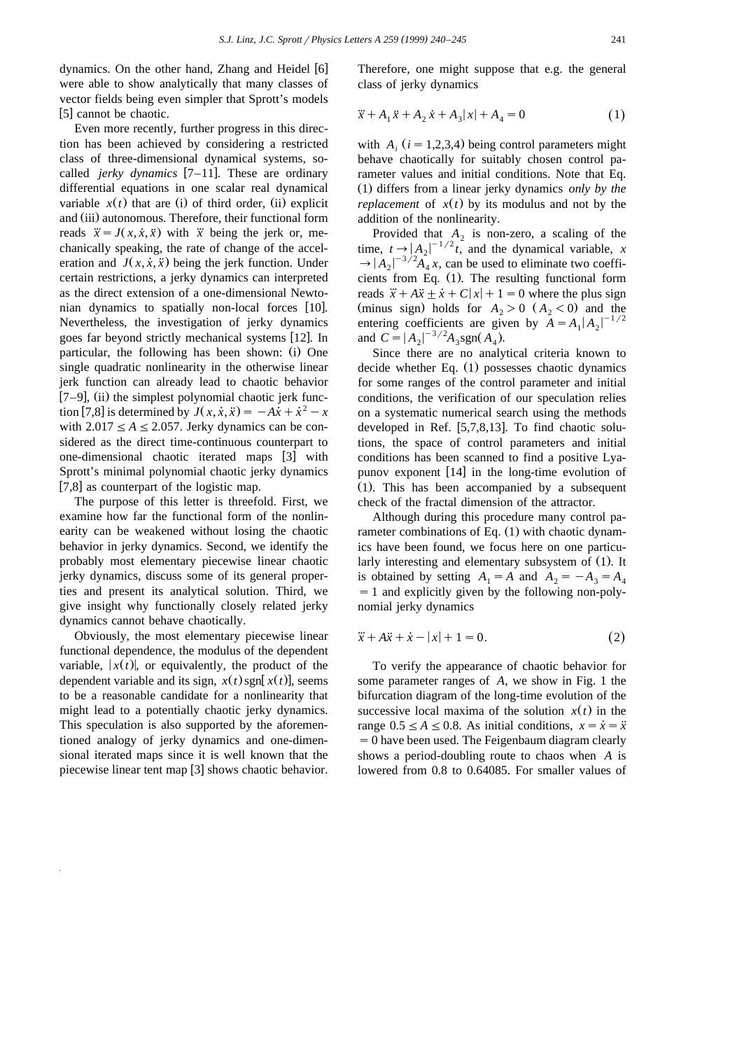dynamics. On the other hand, Zhang and Heidel [6] were able to show analytically that many classes of vector fields being even simpler that Sprott's models [5] cannot be chaotic.

Even more recently, further progress in this direction has been achieved by considering a restricted class of three-dimensional dynamical systems, so-called *jerky dynamics* [7–11]. These are ordinary differential equations in one scalar real dynamical variable $x(t)$ that are (i) of third order, (ii) explicit and (iii) autonomous. Therefore, their functional form reads $\dddot{x} = J(x, \dot{x}, \ddot{x})$ with $\dddot{x}$ being the jerk or, mechanically speaking, the rate of change of the acceleration and $J(x, \dot{x}, \ddot{x})$ being the jerk function. Under certain restrictions, a jerky dynamics can interpreted as the direct extension of a one-dimensional Newtonian dynamics to spatially non-local forces [10]. Nevertheless, the investigation of jerky dynamics goes far beyond strictly mechanical systems [12]. In particular, the following has been shown: (i) One single quadratic nonlinearity in the otherwise linear jerk function can already lead to chaotic behavior [7–9], (ii) the simplest polynomial chaotic jerk function [7,8] is determined by $J(x, \dot{x}, \ddot{x}) = -A\ddot{x} + \dot{x}^2 - x$ with $2.017 \le A \le 2.057$. Jerky dynamics can be considered as the direct time-continuous counterpart to one-dimensional chaotic iterated maps [3] with Sprott's minimal polynomial chaotic jerky dynamics [7,8] as counterpart of the logistic map.

The purpose of this letter is threefold. First, we examine how far the functional form of the nonlinearity can be weakened without losing the chaotic behavior in jerky dynamics. Second, we identify the probably most elementary piecewise linear chaotic jerky dynamics, discuss some of its general properties and present its analytical solution. Third, we give insight why functionally closely related jerky dynamics cannot behave chaotically.

Obviously, the most elementary piecewise linear functional dependence, the modulus of the dependent variable, $|x(t)|$, or equivalently, the product of the dependent variable and its sign, $x(t)\,\mathrm{sgn}[x(t)]$, seems to be a reasonable candidate for a nonlinearity that might lead to a potentially chaotic jerky dynamics. This speculation is also supported by the aforementioned analogy of jerky dynamics and one-dimensional iterated maps since it is well known that the piecewise linear tent map [3] shows chaotic behavior. Therefore, one might suppose that e.g. the general class of jerky dynamics

$$\dddot{x} + A_1 \ddot{x} + A_2 \dot{x} + A_3 |x| + A_4 = 0 \tag{1}$$

with $A_i$ $(i = 1,2,3,4)$ being control parameters might behave chaotically for suitably chosen control parameter values and initial conditions. Note that Eq. (1) differs from a linear jerky dynamics *only by the replacement* of $x(t)$ by its modulus and not by the addition of the nonlinearity.

Provided that $A_2$ is non-zero, a scaling of the time, $t \to |A_2|^{-1/2} t$, and the dynamical variable, $x \to |A_2|^{-3/2} A_4\, x$, can be used to eliminate two coefficients from Eq. (1). The resulting functional form reads $\dddot{x} + A\ddot{x} \pm \dot{x} + C|x| + 1 = 0$ where the plus sign (minus sign) holds for $A_2 > 0$ $(A_2 < 0)$ and the entering coefficients are given by $A = A_1 |A_2|^{-1/2}$ and $C = |A_2|^{-3/2} A_3\, \mathrm{sgn}(A_4)$.

Since there are no analytical criteria known to decide whether Eq. (1) possesses chaotic dynamics for some ranges of the control parameter and initial conditions, the verification of our speculation relies on a systematic numerical search using the methods developed in Ref. [5,7,8,13]. To find chaotic solutions, the space of control parameters and initial conditions has been scanned to find a positive Lyapunov exponent [14] in the long-time evolution of (1). This has been accompanied by a subsequent check of the fractal dimension of the attractor.

Although during this procedure many control parameter combinations of Eq. (1) with chaotic dynamics have been found, we focus here on one particularly interesting and elementary subsystem of (1). It is obtained by setting $A_1 = A$ and $A_2 = -A_3 = A_4 = 1$ and explicitly given by the following non-polynomial jerky dynamics

$$\dddot{x} + A\ddot{x} + \dot{x} - |x| + 1 = 0. \tag{2}$$

To verify the appearance of chaotic behavior for some parameter ranges of $A$, we show in Fig. 1 the bifurcation diagram of the long-time evolution of the successive local maxima of the solution $x(t)$ in the range $0.5 \le A \le 0.8$. As initial conditions, $x = \dot{x} = \ddot{x} = 0$ have been used. The Feigenbaum diagram clearly shows a period-doubling route to chaos when $A$ is lowered from 0.8 to 0.64085. For smaller values of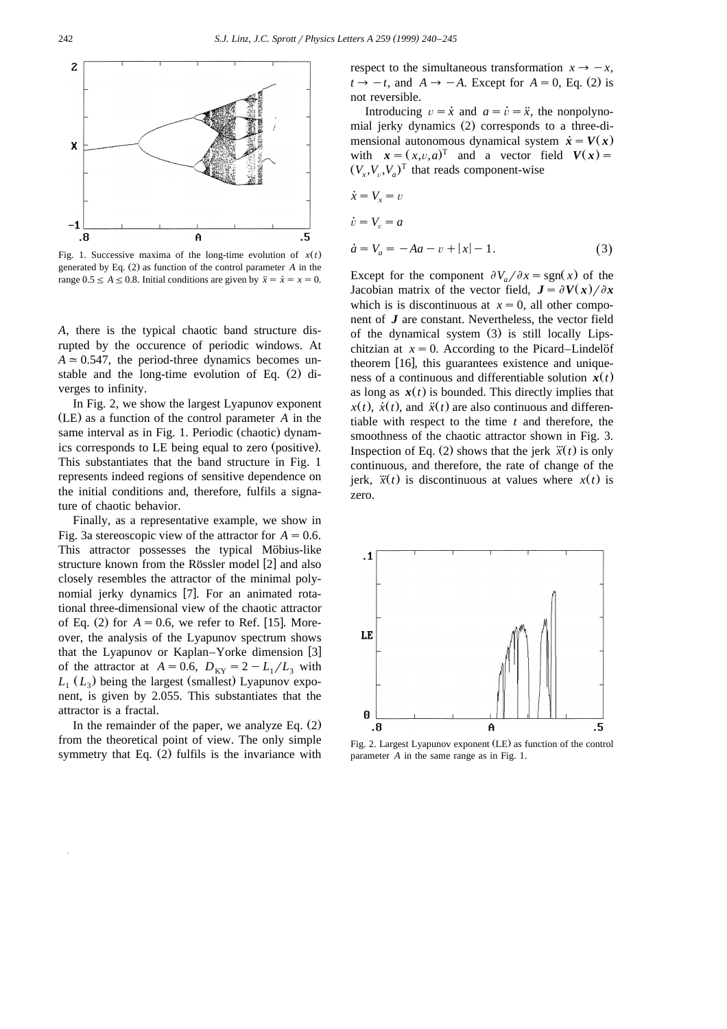Fig. 1. Successive maxima of the long-time evolution of $x(t)$ generated by Eq. (2) as function of the control parameter $A$ in the range $0.5 \le A \le 0.8$. Initial conditions are given by $\ddot{x} = \dot{x} = x = 0$.

$A$, there is the typical chaotic band structure disrupted by the occurence of periodic windows. At $A \simeq 0.547$, the period-three dynamics becomes unstable and the long-time evolution of Eq. (2) diverges to infinity.

In Fig. 2, we show the largest Lyapunov exponent (LE) as a function of the control parameter $A$ in the same interval as in Fig. 1. Periodic (chaotic) dynamics corresponds to LE being equal to zero (positive). This substantiates that the band structure in Fig. 1 represents indeed regions of sensitive dependence on the initial conditions and, therefore, fulfils a signature of chaotic behavior.

Finally, as a representative example, we show in Fig. 3a stereoscopic view of the attractor for $A = 0.6$. This attractor possesses the typical Möbius-like structure known from the Rössler model [2] and also closely resembles the attractor of the minimal polynomial jerky dynamics [7]. For an animated rotational three-dimensional view of the chaotic attractor of Eq. (2) for $A = 0.6$, we refer to Ref. [15]. Moreover, the analysis of the Lyapunov spectrum shows that the Lyapunov or Kaplan–Yorke dimension [3] of the attractor at $A = 0.6$, $D_{KY} = 2 - L_1/L_3$ with $L_1$ ($L_3$) being the largest (smallest) Lyapunov exponent, is given by 2.055. This substantiates that the attractor is a fractal.

In the remainder of the paper, we analyze Eq. (2) from the theoretical point of view. The only simple symmetry that Eq. (2) fulfils is the invariance with respect to the simultaneous transformation $x \to -x$, $t \to -t$, and $A \to -A$. Except for $A = 0$, Eq. (2) is not reversible.

Introducing $v = \dot{x}$ and $a = \dot{v} = \ddot{x}$, the nonpolynomial jerky dynamics (2) corresponds to a three-dimensional autonomous dynamical system $\dot{\boldsymbol{x}} = \boldsymbol{V}(\boldsymbol{x})$ with $\boldsymbol{x} = (x, v, a)^{\mathrm{T}}$ and a vector field $\boldsymbol{V}(\boldsymbol{x}) = (V_x, V_v, V_a)^{\mathrm{T}}$ that reads component-wise

$$\dot{x} = V_x = v$$

$$\dot{v} = V_v = a$$

$$\dot{a} = V_a = -Aa - v + |x| - 1. \qquad (3)$$

Except for the component $\partial V_a / \partial x = \mathrm{sgn}(x)$ of the Jacobian matrix of the vector field, $\boldsymbol{J} = \partial \boldsymbol{V}(\boldsymbol{x}) / \partial \boldsymbol{x}$ which is is discontinuous at $x = 0$, all other component of $\boldsymbol{J}$ are constant. Nevertheless, the vector field of the dynamical system (3) is still locally Lipschitzian at $x = 0$. According to the Picard–Lindelöf theorem [16], this guarantees existence and uniqueness of a continuous and differentiable solution $\boldsymbol{x}(t)$ as long as $\boldsymbol{x}(t)$ is bounded. This directly implies that $x(t)$, $\dot{x}(t)$, and $\ddot{x}(t)$ are also continuous and differentiable with respect to the time $t$ and therefore, the smoothness of the chaotic attractor shown in Fig. 3. Inspection of Eq. (2) shows that the jerk $\dddot{x}(t)$ is only continuous, and therefore, the rate of change of the jerk, $\ddddot{x}(t)$ is discontinuous at values where $x(t)$ is zero.

Fig. 2. Largest Lyapunov exponent (LE) as function of the control parameter $A$ in the same range as in Fig. 1.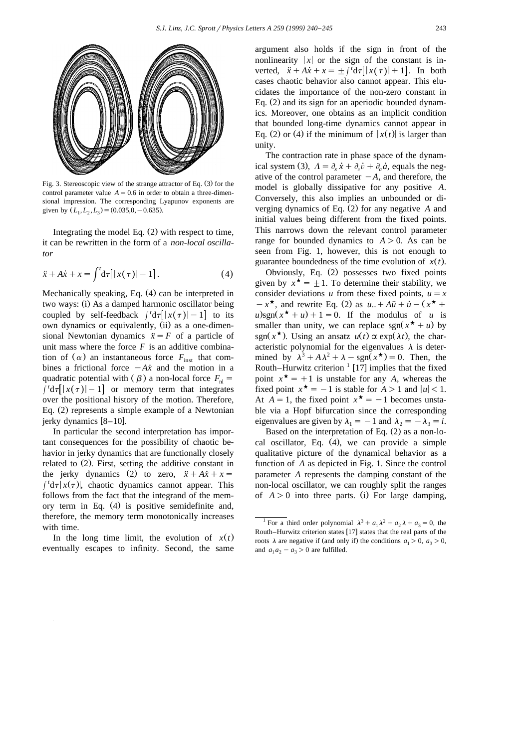Fig. 3. Stereoscopic view of the strange attractor of Eq. (3) for the control parameter value $A = 0.6$ in order to obtain a three-dimensional impression. The corresponding Lyapunov exponents are given by $(L_1, L_2, L_3) = (0.035, 0, -0.635)$.

Integrating the model Eq. (2) with respect to time, it can be rewritten in the form of a *non-local oscillator*

$$\ddot{x} + A\dot{x} + x = \int^t d\tau \left[ |x(\tau)| - 1 \right]. \tag{4}$$

Mechanically speaking, Eq. (4) can be interpreted in two ways: (i) As a damped harmonic oscillator being coupled by self-feedback $\int^t d\tau[|x(\tau)| - 1]$ to its own dynamics or equivalently, (ii) as a one-dimensional Newtonian dynamics $\ddot{x} = F$ of a particle of unit mass where the force $F$ is an additive combination of ($\alpha$) an instantaneous force $F_{\text{inst}}$ that combines a frictional force $-A\dot{x}$ and the motion in a quadratic potential with ($\beta$) a non-local force $F_{\text{nl}} = \int^t d\tau[|x(\tau)| - 1]$ or memory term that integrates over the positional history of the motion. Therefore, Eq. (2) represents a simple example of a Newtonian jerky dynamics [8–10].

In particular the second interpretation has important consequences for the possibility of chaotic behavior in jerky dynamics that are functionally closely related to (2). First, setting the additive constant in the jerky dynamics (2) to zero, $\ddot{x} + A\dot{x} + x = \int^t d\tau |x(\tau)|$, chaotic dynamics cannot appear. This follows from the fact that the integrand of the memory term in Eq. (4) is positive semidefinite and, therefore, the memory term monotonically increases with time.

In the long time limit, the evolution of $x(t)$ eventually escapes to infinity. Second, the same argument also holds if the sign in front of the nonlinearity $|x|$ or the sign of the constant is inverted, $\ddot{x} + A\dot{x} + x = \pm \int^t d\tau[|x(\tau)| + 1]$. In both cases chaotic behavior also cannot appear. This elucidates the importance of the non-zero constant in Eq. (2) and its sign for an aperiodic bounded dynamics. Moreover, one obtains as an implicit condition that bounded long-time dynamics cannot appear in Eq. (2) or (4) if the minimum of $|x(t)|$ is larger than unity.

The contraction rate in phase space of the dynamical system (3), $\Lambda = \partial_x \dot{x} + \partial_v \dot{v} + \partial_a \dot{a}$, equals the negative of the control parameter $-A$, and therefore, the model is globally dissipative for any positive $A$. Conversely, this also implies an unbounded or diverging dynamics of Eq. (2) for any negative $A$ and initial values being different from the fixed points. This narrows down the relevant control parameter range for bounded dynamics to $A > 0$. As can be seen from Fig. 1, however, this is not enough to guarantee boundedness of the time evolution of $x(t)$.

Obviously, Eq. (2) possesses two fixed points given by $x^\star = \pm 1$. To determine their stability, we consider deviations $u$ from these fixed points, $u = x - x^\star$, and rewrite Eq. (2) as $\dddot{u} + A\ddot{u} + \dot{u} - (x^\star + u)\text{sgn}(x^\star + u) + 1 = 0$. If the modulus of $u$ is smaller than unity, we can replace $\text{sgn}(x^\star + u)$ by $\text{sgn}(x^\star)$. Using an ansatz $u(t) \propto \exp(\lambda t)$, the characteristic polynomial for the eigenvalues $\lambda$ is determined by $\lambda^3 + A\lambda^2 + \lambda - \text{sgn}(x^\star) = 0$. Then, the Routh–Hurwitz criterion [1] [17] implies that the fixed point $x^\star = +1$ is unstable for any $A$, whereas the fixed point $x^\star = -1$ is stable for $A > 1$ and $|u| < 1$. At $A = 1$, the fixed point $x^\star = -1$ becomes unstable via a Hopf bifurcation since the corresponding eigenvalues are given by $\lambda_1 = -1$ and $\lambda_2 = -\lambda_3 = i$.

Based on the interpretation of Eq. (2) as a non-local oscillator, Eq. (4), we can provide a simple qualitative picture of the dynamical behavior as a function of $A$ as depicted in Fig. 1. Since the control parameter $A$ represents the damping constant of the non-local oscillator, we can roughly split the ranges of $A > 0$ into three parts. (i) For large damping,

[1] For a third order polynomial $\lambda^3 + a_1\lambda^2 + a_2\lambda + a_3 = 0$, the Routh–Hurwitz criterion states [17] that the real parts of the roots $\lambda$ are negative if (and only if) the conditions $a_1 > 0$, $a_3 > 0$, and $a_1 a_2 - a_3 > 0$ are fulfilled.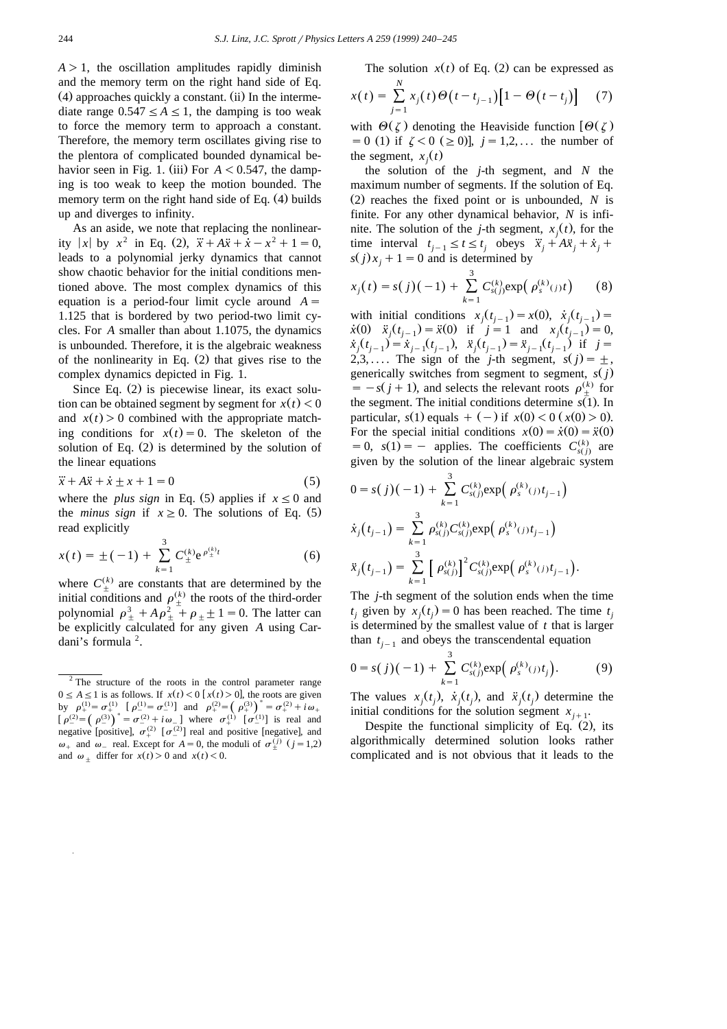$A > 1$, the oscillation amplitudes rapidly diminish and the memory term on the right hand side of Eq. (4) approaches quickly a constant. (ii) In the intermediate range $0.547 \le A \le 1$, the damping is too weak to force the memory term to approach a constant. Therefore, the memory term oscillates giving rise to the plentora of complicated bounded dynamical behavior seen in Fig. 1. (iii) For $A < 0.547$, the damping is too weak to keep the motion bounded. The memory term on the right hand side of Eq. (4) builds up and diverges to infinity.

As an aside, we note that replacing the nonlinearity $|x|$ by $x^2$ in Eq. (2), $\dddot{x} + A\ddot{x} + \dot{x} - x^2 + 1 = 0$, leads to a polynomial jerky dynamics that cannot show chaotic behavior for the initial conditions mentioned above. The most complex dynamics of this equation is a period-four limit cycle around $A = 1.125$ that is bordered by two period-two limit cycles. For $A$ smaller than about 1.1075, the dynamics is unbounded. Therefore, it is the algebraic weakness of the nonlinearity in Eq. (2) that gives rise to the complex dynamics depicted in Fig. 1.

Since Eq. (2) is piecewise linear, its exact solution can be obtained segment by segment for $x(t) < 0$ and $x(t) > 0$ combined with the appropriate matching conditions for $x(t) = 0$. The skeleton of the solution of Eq. (2) is determined by the solution of the linear equations

$$\dddot{x} + A\ddot{x} + \dot{x} \pm x + 1 = 0 \tag{5}$$

where the *plus sign* in Eq. (5) applies if $x \le 0$ and the *minus sign* if $x \ge 0$. The solutions of Eq. (5) read explicitly

$$x(t) = \pm(-1) + \sum_{k=1}^{3} C_{\pm}^{(k)} e^{\rho_{\pm}^{(k)} t} \tag{6}$$

where $C_{\pm}^{(k)}$ are constants that are determined by the initial conditions and $\rho_{\pm}^{(k)}$ the roots of the third-order polynomial $\rho_{\pm}^3 + A\rho_{\pm}^2 + \rho_{\pm} \pm 1 = 0$. The latter can be explicitly calculated for any given $A$ using Cardani's formula [2].

The solution $x(t)$ of Eq. (2) can be expressed as

$$x(t) = \sum_{j=1}^{N} x_j(t)\,\Theta(t - t_{j-1})\left[1 - \Theta(t - t_j)\right] \tag{7}$$

with $\Theta(\zeta)$ denoting the Heaviside function $[\Theta(\zeta) = 0\ (1)$ if $\zeta < 0\ (\ge 0)]$, $j = 1,2,\ldots$ the number of the segment, $x_j(t)$ the solution of the $j$-th segment, and $N$ the maximum number of segments. If the solution of Eq. (2) reaches the fixed point or is unbounded, $N$ is finite. For any other dynamical behavior, $N$ is infinite. The solution of the $j$-th segment, $x_j(t)$, for the time interval $t_{j-1} \le t \le t_j$ obeys $\dddot{x}_j + A\ddot{x}_j + \dot{x}_j + s(j)x_j + 1 = 0$ and is determined by

$$x_j(t) = s(j)(-1) + \sum_{k=1}^{3} C_{s(j)}^{(k)} \exp\left(\rho_{s}^{(k)}{}_{(j)} t\right) \tag{8}$$

with initial conditions $x_j(t_{j-1}) = x(0)$, $\dot{x}_j(t_{j-1}) = \dot{x}(0)$ $\ddot{x}_j(t_{j-1}) = \ddot{x}(0)$ if $j = 1$ and $x_j(t_{j-1}) = 0$, $\dot{x}_j(t_{j-1}) = \dot{x}_{j-1}(t_{j-1})$, $\ddot{x}_j(t_{j-1}) = \ddot{x}_{j-1}(t_{j-1})$ if $j = 2,3,\ldots$. The sign of the $j$-th segment, $s(j) = \pm$, generically switches from segment to segment, $s(j) = -s(j+1)$, and selects the relevant roots $\rho_{\pm}^{(k)}$ for the segment. The initial conditions determine $s(1)$. In particular, $s(1)$ equals $+\ (-)$ if $x(0) < 0\ (x(0) > 0)$. For the special initial conditions $x(0) = \dot{x}(0) = \ddot{x}(0) = 0$, $s(1) = -$ applies. The coefficients $C_{s(j)}^{(k)}$ are given by the solution of the linear algebraic system

$$0 = s(j)(-1) + \sum_{k=1}^{3} C_{s(j)}^{(k)} \exp\left(\rho_{s}^{(k)}{}_{(j)} t_{j-1}\right)$$

$$\dot{x}_j(t_{j-1}) = \sum_{k=1}^{3} \rho_{s(j)}^{(k)} C_{s(j)}^{(k)} \exp\left(\rho_{s}^{(k)}{}_{(j)} t_{j-1}\right)$$

$$\ddot{x}_j(t_{j-1}) = \sum_{k=1}^{3} \left[\rho_{s(j)}^{(k)}\right]^2 C_{s(j)}^{(k)} \exp\left(\rho_{s}^{(k)}{}_{(j)} t_{j-1}\right).$$

The $j$-th segment of the solution ends when the time $t_j$ given by $x_j(t_j) = 0$ has been reached. The time $t_j$ is determined by the smallest value of $t$ that is larger than $t_{j-1}$ and obeys the transcendental equation

$$0 = s(j)(-1) + \sum_{k=1}^{3} C_{s(j)}^{(k)} \exp\left(\rho_{s}^{(k)}{}_{(j)} t_j\right). \tag{9}$$

The values $x_j(t_j)$, $\dot{x}_j(t_j)$, and $\ddot{x}_j(t_j)$ determine the initial conditions for the solution segment $x_{j+1}$.

Despite the functional simplicity of Eq. (2), its algorithmically determined solution looks rather complicated and is not obvious that it leads to the

---

[2] The structure of the roots in the control parameter range $0 \le A \le 1$ is as follows. If $x(t) < 0$ $[x(t) > 0]$, the roots are given by $\rho_{+}^{(1)} = \sigma_{+}^{(1)}$ $[\rho_{-}^{(1)} = \sigma_{-}^{(1)}]$ and $\rho_{+}^{(2)} = \left(\rho_{+}^{(3)}\right)^* = \sigma_{+}^{(2)} + i\omega_{+}$ $[\rho_{-}^{(2)} = \left(\rho_{-}^{(3)}\right)^* = \sigma_{-}^{(2)} + i\omega_{-}]$ where $\sigma_{+}^{(1)}$ $[\sigma_{-}^{(1)}]$ is real and negative [positive], $\sigma_{+}^{(2)}$ $[\sigma_{-}^{(2)}]$ real and positive [negative], and $\omega_{+}$ and $\omega_{-}$ real. Except for $A = 0$, the moduli of $\sigma_{\pm}^{(j)}$ $(j = 1,2)$ and $\omega_{\pm}$ differ for $x(t) > 0$ and $x(t) < 0$.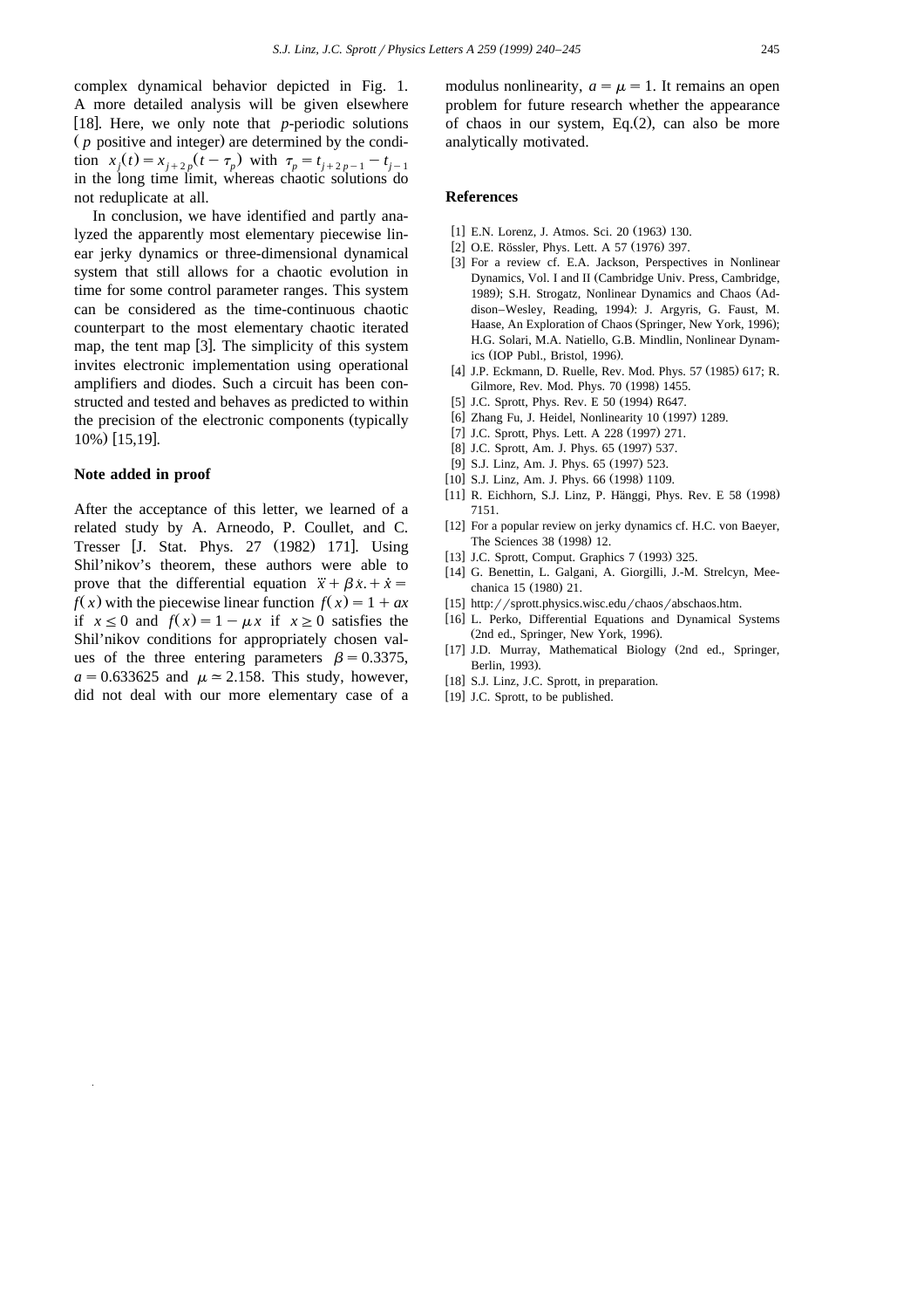complex dynamical behavior depicted in Fig. 1. A more detailed analysis will be given elsewhere [18]. Here, we only note that $p$-periodic solutions ($p$ positive and integer) are determined by the condition $x_j(t) = x_{j+2p}(t - \tau_p)$ with $\tau_p = t_{j+2p-1} - t_{j-1}$ in the long time limit, whereas chaotic solutions do not reduplicate at all.

In conclusion, we have identified and partly analyzed the apparently most elementary piecewise linear jerky dynamics or three-dimensional dynamical system that still allows for a chaotic evolution in time for some control parameter ranges. This system can be considered as the time-continuous chaotic counterpart to the most elementary chaotic iterated map, the tent map [3]. The simplicity of this system invites electronic implementation using operational amplifiers and diodes. Such a circuit has been constructed and tested and behaves as predicted to within the precision of the electronic components (typically 10%) [15,19].

## Note added in proof

After the acceptance of this letter, we learned of a related study by A. Arneodo, P. Coullet, and C. Tresser [J. Stat. Phys. 27 (1982) 171]. Using Shil'nikov's theorem, these authors were able to prove that the differential equation $\dddot{x} + \beta\ddot{x} + \dot{x} = f(x)$ with the piecewise linear function $f(x) = 1 + ax$ if $x \leq 0$ and $f(x) = 1 - \mu x$ if $x \geq 0$ satisfies the Shil'nikov conditions for appropriately chosen values of the three entering parameters $\beta = 0.3375$, $a = 0.633625$ and $\mu \simeq 2.158$. This study, however, did not deal with our more elementary case of a modulus nonlinearity, $a = \mu = 1$. It remains an open problem for future research whether the appearance of chaos in our system, Eq.(2), can also be more analytically motivated.

## References

[1] E.N. Lorenz, J. Atmos. Sci. 20 (1963) 130.

[2] O.E. Rössler, Phys. Lett. A 57 (1976) 397.

[3] For a review cf. E.A. Jackson, Perspectives in Nonlinear Dynamics, Vol. I and II (Cambridge Univ. Press, Cambridge, 1989); S.H. Strogatz, Nonlinear Dynamics and Chaos (Addison–Wesley, Reading, 1994): J. Argyris, G. Faust, M. Haase, An Exploration of Chaos (Springer, New York, 1996); H.G. Solari, M.A. Natiello, G.B. Mindlin, Nonlinear Dynamics (IOP Publ., Bristol, 1996).

[4] J.P. Eckmann, D. Ruelle, Rev. Mod. Phys. 57 (1985) 617; R. Gilmore, Rev. Mod. Phys. 70 (1998) 1455.

[5] J.C. Sprott, Phys. Rev. E 50 (1994) R647.

[6] Zhang Fu, J. Heidel, Nonlinearity 10 (1997) 1289.

[7] J.C. Sprott, Phys. Lett. A 228 (1997) 271.

[8] J.C. Sprott, Am. J. Phys. 65 (1997) 537.

[9] S.J. Linz, Am. J. Phys. 65 (1997) 523.

[10] S.J. Linz, Am. J. Phys. 66 (1998) 1109.

[11] R. Eichhorn, S.J. Linz, P. Hänggi, Phys. Rev. E 58 (1998) 7151.

[12] For a popular review on jerky dynamics cf. H.C. von Baeyer, The Sciences 38 (1998) 12.

[13] J.C. Sprott, Comput. Graphics 7 (1993) 325.

[14] G. Benettin, L. Galgani, A. Giorgilli, J.-M. Strelcyn, Meechanica 15 (1980) 21.

[15] http://sprott.physics.wisc.edu/chaos/abschaos.htm.

[16] L. Perko, Differential Equations and Dynamical Systems (2nd ed., Springer, New York, 1996).

[17] J.D. Murray, Mathematical Biology (2nd ed., Springer, Berlin, 1993).

[18] S.J. Linz, J.C. Sprott, in preparation.

[19] J.C. Sprott, to be published.